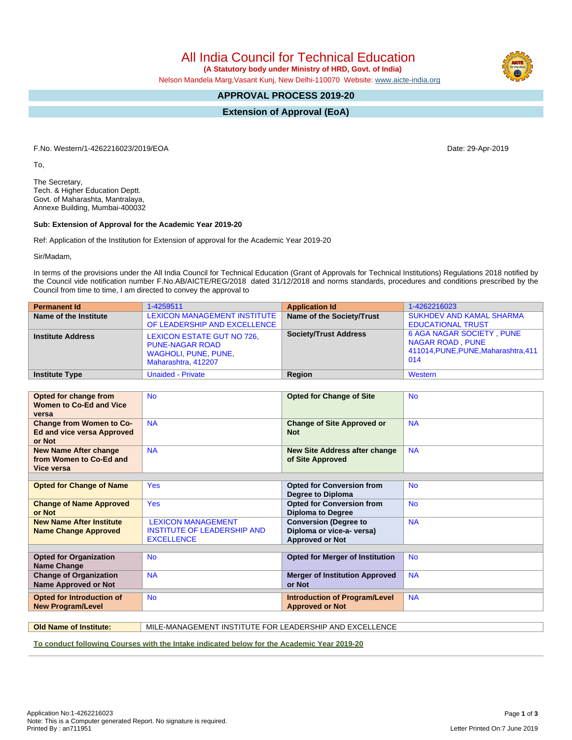# All India Council for Technical Education

**(A Statutory body under Ministry of HRD, Govt. of India)**

Nelson Mandela Marg,Vasant Kunj, New Delhi-110070 Website: www.aicte-india.org

## APPROVAL PROCESS 2019-20

## Extension of Approval (EoA)

F.No. Western/1-4262216023/2019/EOA

Date: 29-Apr-2019

To,

The Secretary,
Tech. & Higher Education Deptt.
Govt. of Maharashta, Mantralaya,
Annexe Building, Mumbai-400032

**Sub: Extension of Approval for the Academic Year 2019-20**

Ref: Application of the Institution for Extension of approval for the Academic Year 2019-20

Sir/Madam,

In terms of the provisions under the All India Council for Technical Education (Grant of Approvals for Technical Institutions) Regulations 2018 notified by the Council vide notification number F.No.AB/AICTE/REG/2018 dated 31/12/2018 and norms standards, procedures and conditions prescribed by the Council from time to time, I am directed to convey the approval to

| **Permanent Id** | 1-4259511 | **Application Id** | 1-4262216023 |
|---|---|---|---|
| **Name of the Institute** | LEXICON MANAGEMENT INSTITUTE OF LEADERSHIP AND EXCELLENCE | **Name of the Society/Trust** | SUKHDEV AND KAMAL SHARMA EDUCATIONAL TRUST |
| **Institute Address** | LEXICON ESTATE GUT NO 726, PUNE-NAGAR ROAD WAGHOLI, PUNE, PUNE, Maharashtra, 412207 | **Society/Trust Address** | 6 AGA NAGAR SOCIETY , PUNE NAGAR ROAD , PUNE 411014,PUNE,PUNE,Maharashtra,411 014 |
| **Institute Type** | Unaided - Private | **Region** | Western |

| | | | |
|---|---|---|---|
| **Opted for change from Women to Co-Ed and Vice versa** | No | **Opted for Change of Site** | No |
| **Change from Women to Co-Ed and vice versa Approved or Not** | NA | **Change of Site Approved or Not** | NA |
| **New Name After change from Women to Co-Ed and Vice versa** | NA | **New Site Address after change of Site Approved** | NA |
| **Opted for Change of Name** | Yes | **Opted for Conversion from Degree to Diploma** | No |
| **Change of Name Approved or Not** | Yes | **Opted for Conversion from Diploma to Degree** | No |
| **New Name After Institute Name Change Approved** | LEXICON MANAGEMENT INSTITUTE OF LEADERSHIP AND EXCELLENCE | **Conversion (Degree to Diploma or vice-a- versa) Approved or Not** | NA |
| **Opted for Organization Name Change** | No | **Opted for Merger of Institution** | No |
| **Change of Organization Name Approved or Not** | NA | **Merger of Institution Approved or Not** | NA |
| **Opted for Introduction of New Program/Level** | No | **Introduction of Program/Level Approved or Not** | NA |

| **Old Name of Institute:** | MILE-MANAGEMENT INSTITUTE FOR LEADERSHIP AND EXCELLENCE |
|---|---|

**To conduct following Courses with the Intake indicated below for the Academic Year 2019-20**

Application No:1-4262216023
Note: This is a Computer generated Report. No signature is required.
Printed By : an711951

Letter Printed On:7 June 2019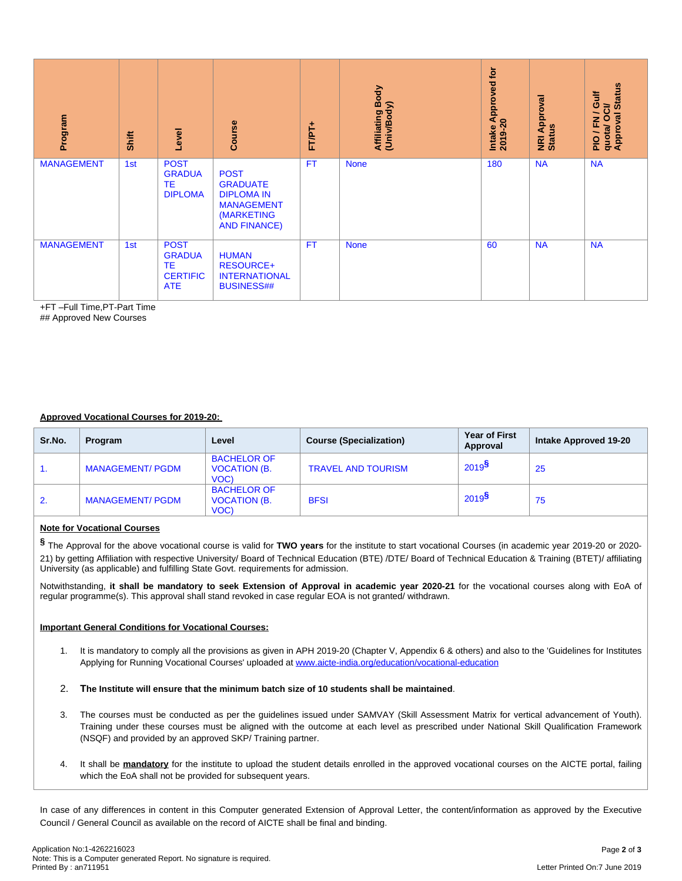| Program | Shift | Level | Course | FT/PT+ | Affiliating Body (Univ/Body) | Intake Approved for 2019-20 | NRI Approval Status | PIO / FN / Gulf quota/ OCI/ Approval Status |
|---|---|---|---|---|---|---|---|---|
| MANAGEMENT | 1st | POST GRADUATE DIPLOMA | POST GRADUATE DIPLOMA IN MANAGEMENT (MARKETING AND FINANCE) | FT | None | 180 | NA | NA |
| MANAGEMENT | 1st | POST GRADUATE CERTIFICATE | HUMAN RESOURCE+ INTERNATIONAL BUSINESS## | FT | None | 60 | NA | NA |

+FT –Full Time,PT-Part Time

## Approved New Courses

**Approved Vocational Courses for 2019-20:**

| Sr.No. | Program | Level | Course (Specialization) | Year of First Approval | Intake Approved 19-20 |
|---|---|---|---|---|---|
| 1. | MANAGEMENT/ PGDM | BACHELOR OF VOCATION (B. VOC) | TRAVEL AND TOURISM | 2019§ | 25 |
| 2. | MANAGEMENT/ PGDM | BACHELOR OF VOCATION (B. VOC) | BFSI | 2019§ | 75 |

**Note for Vocational Courses**

§ The Approval for the above vocational course is valid for **TWO years** for the institute to start vocational Courses (in academic year 2019-20 or 2020-21) by getting Affiliation with respective University/ Board of Technical Education (BTE) /DTE/ Board of Technical Education & Training (BTET)/ affiliating University (as applicable) and fulfilling State Govt. requirements for admission.

Notwithstanding, **it shall be mandatory to seek Extension of Approval in academic year 2020-21** for the vocational courses along with EoA of regular programme(s). This approval shall stand revoked in case regular EOA is not granted/ withdrawn.

**Important General Conditions for Vocational Courses:**

1. It is mandatory to comply all the provisions as given in APH 2019-20 (Chapter V, Appendix 6 & others) and also to the 'Guidelines for Institutes Applying for Running Vocational Courses' uploaded at www.aicte-india.org/education/vocational-education
2. **The Institute will ensure that the minimum batch size of 10 students shall be maintained**.
3. The courses must be conducted as per the guidelines issued under SAMVAY (Skill Assessment Matrix for vertical advancement of Youth). Training under these courses must be aligned with the outcome at each level as prescribed under National Skill Qualification Framework (NSQF) and provided by an approved SKP/ Training partner.
4. It shall be **mandatory** for the institute to upload the student details enrolled in the approved vocational courses on the AICTE portal, failing which the EoA shall not be provided for subsequent years.

In case of any differences in content in this Computer generated Extension of Approval Letter, the content/information as approved by the Executive Council / General Council as available on the record of AICTE shall be final and binding.

Application No:1-4262216023
Note: This is a Computer generated Report. No signature is required.
Printed By : an711951

Letter Printed On:7 June 2019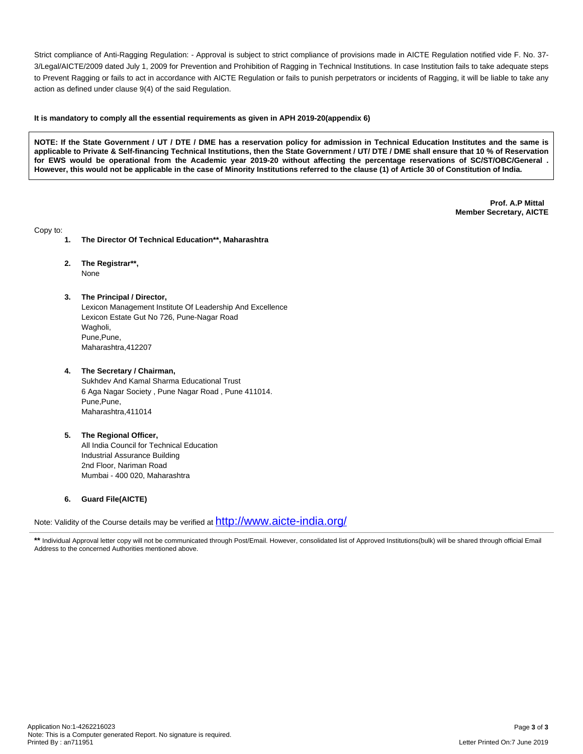Strict compliance of Anti-Ragging Regulation: - Approval is subject to strict compliance of provisions made in AICTE Regulation notified vide F. No. 37-3/Legal/AICTE/2009 dated July 1, 2009 for Prevention and Prohibition of Ragging in Technical Institutions. In case Institution fails to take adequate steps to Prevent Ragging or fails to act in accordance with AICTE Regulation or fails to punish perpetrators or incidents of Ragging, it will be liable to take any action as defined under clause 9(4) of the said Regulation.

**It is mandatory to comply all the essential requirements as given in APH 2019-20(appendix 6)**

**NOTE: If the State Government / UT / DTE / DME has a reservation policy for admission in Technical Education Institutes and the same is applicable to Private & Self-financing Technical Institutions, then the State Government / UT/ DTE / DME shall ensure that 10 % of Reservation for EWS would be operational from the Academic year 2019-20 without affecting the percentage reservations of SC/ST/OBC/General . However, this would not be applicable in the case of Minority Institutions referred to the clause (1) of Article 30 of Constitution of India.**

**Prof. A.P Mittal**
**Member Secretary, AICTE**

Copy to:

1. **The Director Of Technical Education\*\*, Maharashtra**

2. **The Registrar\*\*,**
   None

3. **The Principal / Director,**
   Lexicon Management Institute Of Leadership And Excellence
   Lexicon Estate Gut No 726, Pune-Nagar Road
   Wagholi,
   Pune,Pune,
   Maharashtra,412207

4. **The Secretary / Chairman,**
   Sukhdev And Kamal Sharma Educational Trust
   6 Aga Nagar Society , Pune Nagar Road , Pune 411014.
   Pune,Pune,
   Maharashtra,411014

5. **The Regional Officer,**
   All India Council for Technical Education
   Industrial Assurance Building
   2nd Floor, Nariman Road
   Mumbai - 400 020, Maharashtra

6. **Guard File(AICTE)**

Note: Validity of the Course details may be verified at http://www.aicte-india.org/

---

**\*\*** Individual Approval letter copy will not be communicated through Post/Email. However, consolidated list of Approved Institutions(bulk) will be shared through official Email Address to the concerned Authorities mentioned above.

Application No:1-4262216023
Note: This is a Computer generated Report. No signature is required.
Printed By : an711951

Letter Printed On:7 June 2019